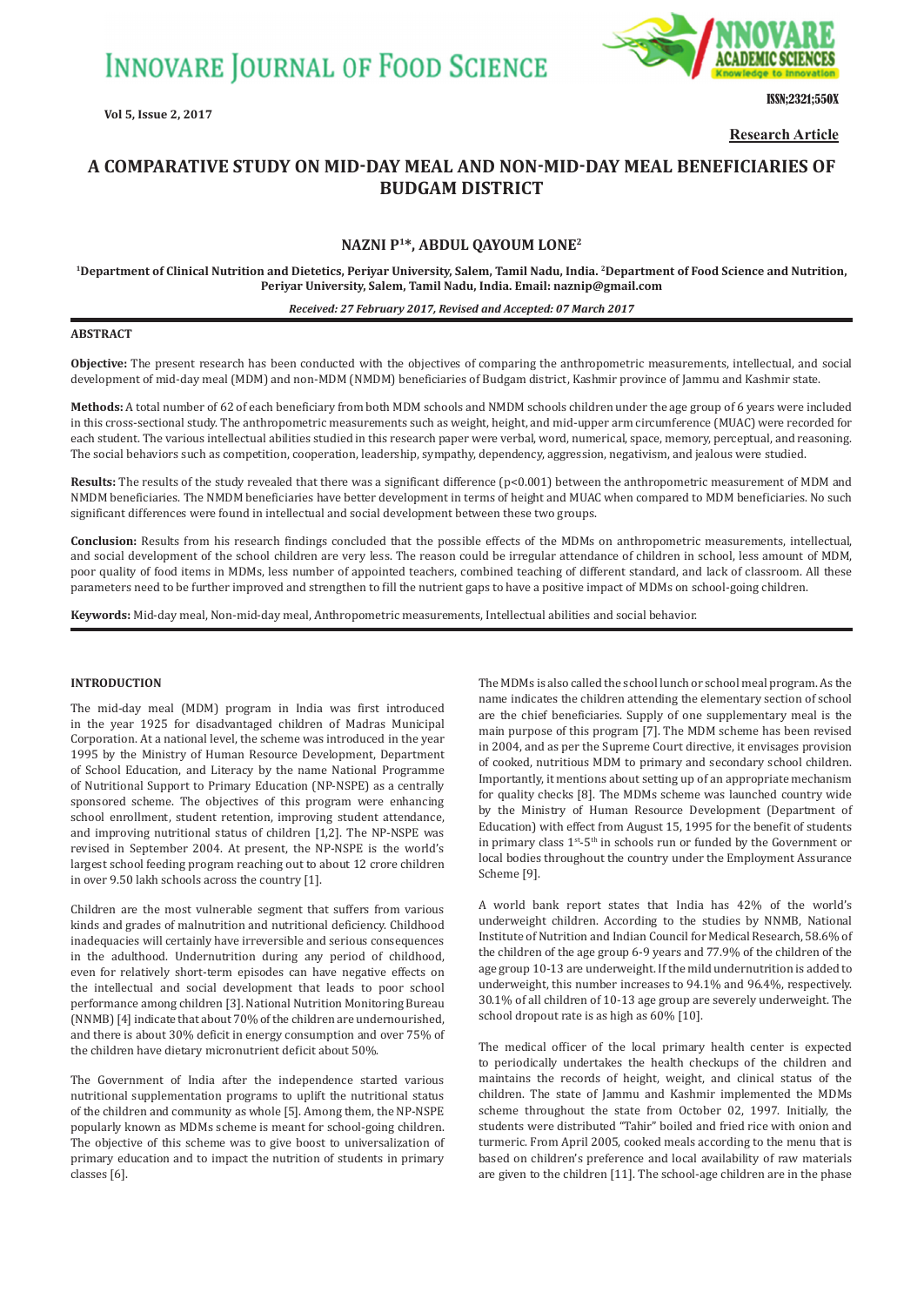**Research Article**

# A COMPARATIVE STUDY ON MID-DAY MEAL AND NON-MID-DAY MEAL BENEFICIARIES OF BUDGAM DISTRICT

**NAZNI P[1]*, ABDUL QAYOUM LONE[2]**

[1]Department of Clinical Nutrition and Dietetics, Periyar University, Salem, Tamil Nadu, India. [2]Department of Food Science and Nutrition, Periyar University, Salem, Tamil Nadu, India. Email: naznip@gmail.com

*Received: 27 February 2017, Revised and Accepted: 07 March 2017*

## ABSTRACT

**Objective:** The present research has been conducted with the objectives of comparing the anthropometric measurements, intellectual, and social development of mid-day meal (MDM) and non-MDM (NMDM) beneficiaries of Budgam district, Kashmir province of Jammu and Kashmir state.

**Methods:** A total number of 62 of each beneficiary from both MDM schools and NMDM schools children under the age group of 6 years were included in this cross-sectional study. The anthropometric measurements such as weight, height, and mid-upper arm circumference (MUAC) were recorded for each student. The various intellectual abilities studied in this research paper were verbal, word, numerical, space, memory, perceptual, and reasoning. The social behaviors such as competition, cooperation, leadership, sympathy, dependency, aggression, negativism, and jealous were studied.

**Results:** The results of the study revealed that there was a significant difference ($p<0.001$) between the anthropometric measurement of MDM and NMDM beneficiaries. The NMDM beneficiaries have better development in terms of height and MUAC when compared to MDM beneficiaries. No such significant differences were found in intellectual and social development between these two groups.

**Conclusion:** Results from his research findings concluded that the possible effects of the MDMs on anthropometric measurements, intellectual, and social development of the school children are very less. The reason could be irregular attendance of children in school, less amount of MDM, poor quality of food items in MDMs, less number of appointed teachers, combined teaching of different standard, and lack of classroom. All these parameters need to be further improved and strengthen to fill the nutrient gaps to have a positive impact of MDMs on school-going children.

**Keywords:** Mid-day meal, Non-mid-day meal, Anthropometric measurements, Intellectual abilities and social behavior.

## INTRODUCTION

The mid-day meal (MDM) program in India was first introduced in the year 1925 for disadvantaged children of Madras Municipal Corporation. At a national level, the scheme was introduced in the year 1995 by the Ministry of Human Resource Development, Department of School Education, and Literacy by the name National Programme of Nutritional Support to Primary Education (NP-NSPE) as a centrally sponsored scheme. The objectives of this program were enhancing school enrollment, student retention, improving student attendance, and improving nutritional status of children [1,2]. The NP-NSPE was revised in September 2004. At present, the NP-NSPE is the world's largest school feeding program reaching out to about 12 crore children in over 9.50 lakh schools across the country [1].

Children are the most vulnerable segment that suffers from various kinds and grades of malnutrition and nutritional deficiency. Childhood inadequacies will certainly have irreversible and serious consequences in the adulthood. Undernutrition during any period of childhood, even for relatively short-term episodes can have negative effects on the intellectual and social development that leads to poor school performance among children [3]. National Nutrition Monitoring Bureau (NNMB) [4] indicate that about 70% of the children are undernourished, and there is about 30% deficit in energy consumption and over 75% of the children have dietary micronutrient deficit about 50%.

The Government of India after the independence started various nutritional supplementation programs to uplift the nutritional status of the children and community as whole [5]. Among them, the NP-NSPE popularly known as MDMs scheme is meant for school-going children. The objective of this scheme was to give boost to universalization of primary education and to impact the nutrition of students in primary classes [6].

The MDMs is also called the school lunch or school meal program. As the name indicates the children attending the elementary section of school are the chief beneficiaries. Supply of one supplementary meal is the main purpose of this program [7]. The MDM scheme has been revised in 2004, and as per the Supreme Court directive, it envisages provision of cooked, nutritious MDM to primary and secondary school children. Importantly, it mentions about setting up of an appropriate mechanism for quality checks [8]. The MDMs scheme was launched country wide by the Ministry of Human Resource Development (Department of Education) with effect from August 15, 1995 for the benefit of students in primary class 1st-5th in schools run or funded by the Government or local bodies throughout the country under the Employment Assurance Scheme [9].

A world bank report states that India has 42% of the world's underweight children. According to the studies by NNMB, National Institute of Nutrition and Indian Council for Medical Research, 58.6% of the children of the age group 6-9 years and 77.9% of the children of the age group 10-13 are underweight. If the mild undernutrition is added to underweight, this number increases to 94.1% and 96.4%, respectively. 30.1% of all children of 10-13 age group are severely underweight. The school dropout rate is as high as 60% [10].

The medical officer of the local primary health center is expected to periodically undertakes the health checkups of the children and maintains the records of height, weight, and clinical status of the children. The state of Jammu and Kashmir implemented the MDMs scheme throughout the state from October 02, 1997. Initially, the students were distributed "Tahir" boiled and fried rice with onion and turmeric. From April 2005, cooked meals according to the menu that is based on children's preference and local availability of raw materials are given to the children [11]. The school-age children are in the phase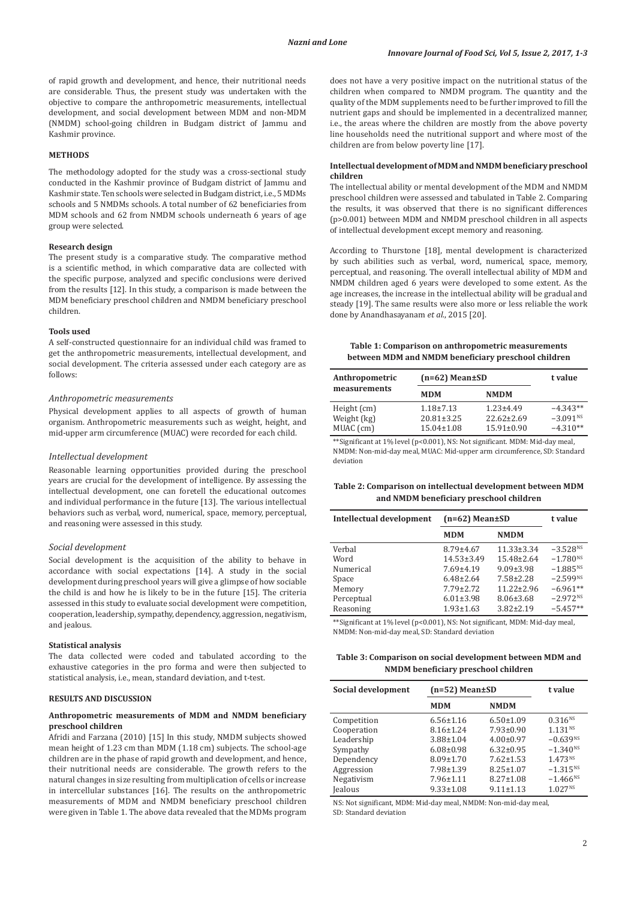of rapid growth and development, and hence, their nutritional needs are considerable. Thus, the present study was undertaken with the objective to compare the anthropometric measurements, intellectual development, and social development between MDM and non-MDM (NMDM) school-going children in Budgam district of Jammu and Kashmir province.

## METHODS

The methodology adopted for the study was a cross-sectional study conducted in the Kashmir province of Budgam district of Jammu and Kashmir state. Ten schools were selected in Budgam district, i.e., 5 MDMs schools and 5 NMDMs schools. A total number of 62 beneficiaries from MDM schools and 62 from NMDM schools underneath 6 years of age group were selected.

### Research design

The present study is a comparative study. The comparative method is a scientific method, in which comparative data are collected with the specific purpose, analyzed and specific conclusions were derived from the results [12]. In this study, a comparison is made between the MDM beneficiary preschool children and NMDM beneficiary preschool children.

### Tools used

A self-constructed questionnaire for an individual child was framed to get the anthropometric measurements, intellectual development, and social development. The criteria assessed under each category are as follows:

#### *Anthropometric measurements*

Physical development applies to all aspects of growth of human organism. Anthropometric measurements such as weight, height, and mid-upper arm circumference (MUAC) were recorded for each child.

#### *Intellectual development*

Reasonable learning opportunities provided during the preschool years are crucial for the development of intelligence. By assessing the intellectual development, one can foretell the educational outcomes and individual performance in the future [13]. The various intellectual behaviors such as verbal, word, numerical, space, memory, perceptual, and reasoning were assessed in this study.

#### *Social development*

Social development is the acquisition of the ability to behave in accordance with social expectations [14]. A study in the social development during preschool years will give a glimpse of how sociable the child is and how he is likely to be in the future [15]. The criteria assessed in this study to evaluate social development were competition, cooperation, leadership, sympathy, dependency, aggression, negativism, and jealous.

### Statistical analysis

The data collected were coded and tabulated according to the exhaustive categories in the pro forma and were then subjected to statistical analysis, i.e., mean, standard deviation, and t-test.

## RESULTS AND DISCUSSION

### Anthropometric measurements of MDM and NMDM beneficiary preschool children

Afridi and Farzana (2010) [15] In this study, NMDM subjects showed mean height of 1.23 cm than MDM (1.18 cm) subjects. The school-age children are in the phase of rapid growth and development, and hence, their nutritional needs are considerable. The growth refers to the natural changes in size resulting from multiplication of cells or increase in intercellular substances [16]. The results on the anthropometric measurements of MDM and NMDM beneficiary preschool children were given in Table 1. The above data revealed that the MDMs program does not have a very positive impact on the nutritional status of the children when compared to NMDM program. The quantity and the quality of the MDM supplements need to be further improved to fill the nutrient gaps and should be implemented in a decentralized manner, i.e., the areas where the children are mostly from the above poverty line households need the nutritional support and where most of the children are from below poverty line [17].

### Intellectual development of MDM and NMDM beneficiary preschool children

The intellectual ability or mental development of the MDM and NMDM preschool children were assessed and tabulated in Table 2. Comparing the results, it was observed that there is no significant differences ($p>0.001$) between MDM and NMDM preschool children in all aspects of intellectual development except memory and reasoning.

According to Thurstone [18], mental development is characterized by such abilities such as verbal, word, numerical, space, memory, perceptual, and reasoning. The overall intellectual ability of MDM and NMDM children aged 6 years were developed to some extent. As the age increases, the increase in the intellectual ability will be gradual and steady [19]. The same results were also more or less reliable the work done by Anandhasayanam *et al*., 2015 [20].

**Table 1: Comparison on anthropometric measurements between MDM and NMDM beneficiary preschool children**

| Anthropometric measurements | (n=62) Mean±SD | | t value |
|---|---|---|---|
| | MDM | NMDM | |
| Height (cm) | 1.18±7.13 | 1.23±4.49 | −4.343** |
| Weight (kg) | 20.81±3.25 | 22.62±2.69 | −3.091[NS] |
| MUAC (cm) | 15.04±1.08 | 15.91±0.90 | −4.310** |

**Significant at 1% level ($p<0.001$), NS: Not significant. MDM: Mid-day meal, NMDM: Non-mid-day meal, MUAC: Mid-upper arm circumference, SD: Standard deviation

**Table 2: Comparison on intellectual development between MDM and NMDM beneficiary preschool children**

| Intellectual development | (n=62) Mean±SD | | t value |
|---|---|---|---|
| | MDM | NMDM | |
| Verbal | 8.79±4.67 | 11.33±3.34 | −3.528[NS] |
| Word | 14.53±3.49 | 15.48±2.64 | −1.780[NS] |
| Numerical | 7.69±4.19 | 9.09±3.98 | −1.885[NS] |
| Space | 6.48±2.64 | 7.58±2.28 | −2.599[NS] |
| Memory | 7.79±2.72 | 11.22±2.96 | −6.961** |
| Perceptual | 6.01±3.98 | 8.06±3.68 | −2.972[NS] |
| Reasoning | 1.93±1.63 | 3.82±2.19 | −5.457** |

**Significant at 1% level ($p<0.001$), NS: Not significant, MDM: Mid-day meal, NMDM: Non-mid-day meal, SD: Standard deviation

**Table 3: Comparison on social development between MDM and NMDM beneficiary preschool children**

| Social development | (n=52) Mean±SD | | t value |
|---|---|---|---|
| | MDM | NMDM | |
| Competition | 6.56±1.16 | 6.50±1.09 | 0.316[NS] |
| Cooperation | 8.16±1.24 | 7.93±0.90 | 1.131[NS] |
| Leadership | 3.88±1.04 | 4.00±0.97 | −0.639[NS] |
| Sympathy | 6.08±0.98 | 6.32±0.95 | −1.340[NS] |
| Dependency | 8.09±1.70 | 7.62±1.53 | 1.473[NS] |
| Aggression | 7.98±1.39 | 8.25±1.07 | −1.315[NS] |
| Negativism | 7.96±1.11 | 8.27±1.08 | −1.466[NS] |
| Jealous | 9.33±1.08 | 9.11±1.13 | 1.027[NS] |

NS: Not significant, MDM: Mid-day meal, NMDM: Non-mid-day meal, SD: Standard deviation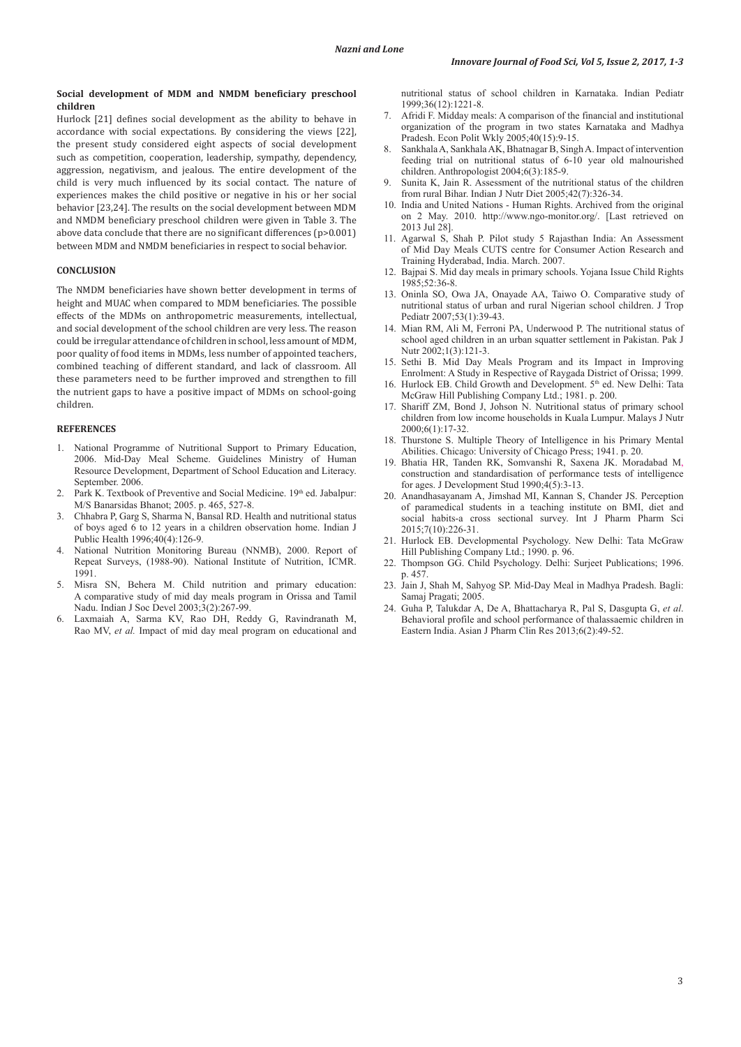### Social development of MDM and NMDM beneficiary preschool children

Hurlock [21] defines social development as the ability to behave in accordance with social expectations. By considering the views [22], the present study considered eight aspects of social development such as competition, cooperation, leadership, sympathy, dependency, aggression, negativism, and jealous. The entire development of the child is very much influenced by its social contact. The nature of experiences makes the child positive or negative in his or her social behavior [23,24]. The results on the social development between MDM and NMDM beneficiary preschool children were given in Table 3. The above data conclude that there are no significant differences (p>0.001) between MDM and NMDM beneficiaries in respect to social behavior.

## CONCLUSION

The NMDM beneficiaries have shown better development in terms of height and MUAC when compared to MDM beneficiaries. The possible effects of the MDMs on anthropometric measurements, intellectual, and social development of the school children are very less. The reason could be irregular attendance of children in school, less amount of MDM, poor quality of food items in MDMs, less number of appointed teachers, combined teaching of different standard, and lack of classroom. All these parameters need to be further improved and strengthen to fill the nutrient gaps to have a positive impact of MDMs on school-going children.

## REFERENCES

1. National Programme of Nutritional Support to Primary Education, 2006. Mid-Day Meal Scheme. Guidelines Ministry of Human Resource Development, Department of School Education and Literacy. September. 2006.
2. Park K. Textbook of Preventive and Social Medicine. 19th ed. Jabalpur: M/S Banarsidas Bhanot; 2005. p. 465, 527-8.
3. Chhabra P, Garg S, Sharma N, Bansal RD. Health and nutritional status of boys aged 6 to 12 years in a children observation home. Indian J Public Health 1996;40(4):126-9.
4. National Nutrition Monitoring Bureau (NNMB), 2000. Report of Repeat Surveys, (1988-90). National Institute of Nutrition, ICMR. 1991.
5. Misra SN, Behera M. Child nutrition and primary education: A comparative study of mid day meals program in Orissa and Tamil Nadu. Indian J Soc Devel 2003;3(2):267-99.
6. Laxmaiah A, Sarma KV, Rao DH, Reddy G, Ravindranath M, Rao MV, *et al.* Impact of mid day meal program on educational and nutritional status of school children in Karnataka. Indian Pediatr 1999;36(12):1221-8.
7. Afridi F. Midday meals: A comparison of the financial and institutional organization of the program in two states Karnataka and Madhya Pradesh. Econ Polit Wkly 2005;40(15):9-15.
8. Sankhala A, Sankhala AK, Bhatnagar B, Singh A. Impact of intervention feeding trial on nutritional status of 6-10 year old malnourished children. Anthropologist 2004;6(3):185-9.
9. Sunita K, Jain R. Assessment of the nutritional status of the children from rural Bihar. Indian J Nutr Diet 2005;42(7):326-34.
10. India and United Nations - Human Rights. Archived from the original on 2 May. 2010. http://www.ngo-monitor.org/. [Last retrieved on 2013 Jul 28].
11. Agarwal S, Shah P. Pilot study 5 Rajasthan India: An Assessment of Mid Day Meals CUTS centre for Consumer Action Research and Training Hyderabad, India. March. 2007.
12. Bajpai S. Mid day meals in primary schools. Yojana Issue Child Rights 1985;52:36-8.
13. Oninla SO, Owa JA, Onayade AA, Taiwo O. Comparative study of nutritional status of urban and rural Nigerian school children. J Trop Pediatr 2007;53(1):39-43.
14. Mian RM, Ali M, Ferroni PA, Underwood P. The nutritional status of school aged children in an urban squatter settlement in Pakistan. Pak J Nutr 2002;1(3):121-3.
15. Sethi B. Mid Day Meals Program and its Impact in Improving Enrolment: A Study in Respective of Raygada District of Orissa; 1999.
16. Hurlock EB. Child Growth and Development. 5th ed. New Delhi: Tata McGraw Hill Publishing Company Ltd.; 1981. p. 200.
17. Shariff ZM, Bond J, Johson N. Nutritional status of primary school children from low income households in Kuala Lumpur. Malays J Nutr 2000;6(1):17-32.
18. Thurstone S. Multiple Theory of Intelligence in his Primary Mental Abilities. Chicago: University of Chicago Press; 1941. p. 20.
19. Bhatia HR, Tanden RK, Somvanshi R, Saxena JK. Moradabad M, construction and standardisation of performance tests of intelligence for ages. J Development Stud 1990;4(5):3-13.
20. Anandhasayanam A, Jimshad MI, Kannan S, Chander JS. Perception of paramedical students in a teaching institute on BMI, diet and social habits-a cross sectional survey. Int J Pharm Pharm Sci 2015;7(10):226-31.
21. Hurlock EB. Developmental Psychology. New Delhi: Tata McGraw Hill Publishing Company Ltd.; 1990. p. 96.
22. Thompson GG. Child Psychology. Delhi: Surjeet Publications; 1996. p. 457.
23. Jain J, Shah M, Sahyog SP. Mid-Day Meal in Madhya Pradesh. Bagli: Samaj Pragati; 2005.
24. Guha P, Talukdar A, De A, Bhattacharya R, Pal S, Dasgupta G, *et al*. Behavioral profile and school performance of thalassaemic children in Eastern India. Asian J Pharm Clin Res 2013;6(2):49-52.